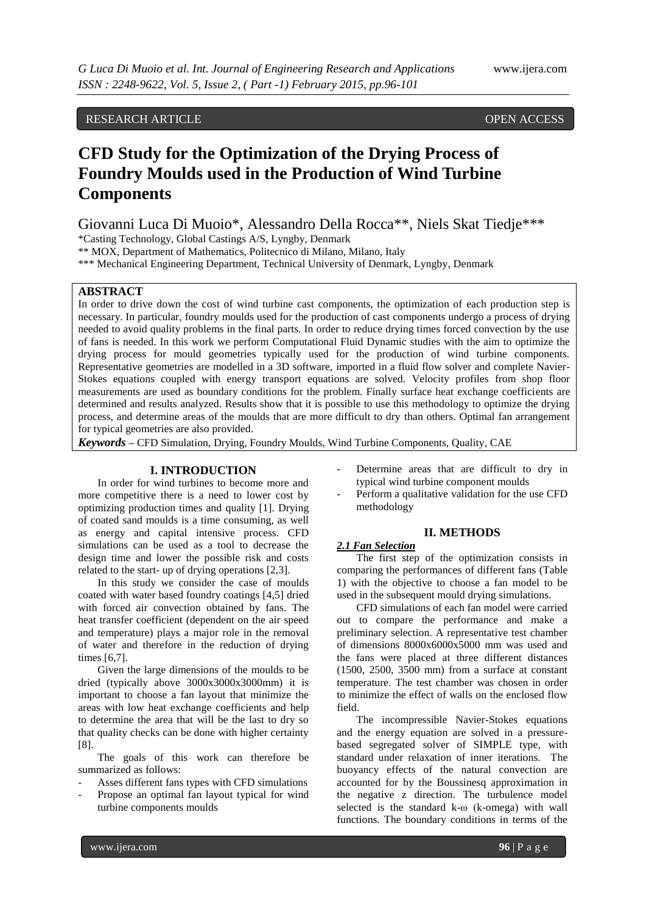RESEARCH ARTICLE OPEN ACCESS

# CFD Study for the Optimization of the Drying Process of Foundry Moulds used in the Production of Wind Turbine Components

Giovanni Luca Di Muoio*, Alessandro Della Rocca**, Niels Skat Tiedje***

*Casting Technology, Global Castings A/S, Lyngby, Denmark

** MOX, Department of Mathematics, Politecnico di Milano, Milano, Italy

*** Mechanical Engineering Department, Technical University of Denmark, Lyngby, Denmark

## ABSTRACT

In order to drive down the cost of wind turbine cast components, the optimization of each production step is necessary. In particular, foundry moulds used for the production of cast components undergo a process of drying needed to avoid quality problems in the final parts. In order to reduce drying times forced convection by the use of fans is needed. In this work we perform Computational Fluid Dynamic studies with the aim to optimize the drying process for mould geometries typically used for the production of wind turbine components. Representative geometries are modelled in a 3D software, imported in a fluid flow solver and complete Navier-Stokes equations coupled with energy transport equations are solved. Velocity profiles from shop floor measurements are used as boundary conditions for the problem. Finally surface heat exchange coefficients are determined and results analyzed. Results show that it is possible to use this methodology to optimize the drying process, and determine areas of the moulds that are more difficult to dry than others. Optimal fan arrangement for typical geometries are also provided.

***Keywords*** **–** CFD Simulation, Drying, Foundry Moulds, Wind Turbine Components, Quality, CAE

## I. INTRODUCTION

In order for wind turbines to become more and more competitive there is a need to lower cost by optimizing production times and quality [1]. Drying of coated sand moulds is a time consuming, as well as energy and capital intensive process. CFD simulations can be used as a tool to decrease the design time and lower the possible risk and costs related to the start- up of drying operations [2,3].

In this study we consider the case of moulds coated with water based foundry coatings [4,5] dried with forced air convection obtained by fans. The heat transfer coefficient (dependent on the air speed and temperature) plays a major role in the removal of water and therefore in the reduction of drying times [6,7].

Given the large dimensions of the moulds to be dried (typically above 3000x3000x3000mm) it is important to choose a fan layout that minimize the areas with low heat exchange coefficients and help to determine the area that will be the last to dry so that quality checks can be done with higher certainty [8].

The goals of this work can therefore be summarized as follows:

- Asses different fans types with CFD simulations
- Propose an optimal fan layout typical for wind turbine components moulds
- Determine areas that are difficult to dry in typical wind turbine component moulds
- Perform a qualitative validation for the use CFD methodology

## II. METHODS

### *2.1 Fan Selection*

The first step of the optimization consists in comparing the performances of different fans (Table 1) with the objective to choose a fan model to be used in the subsequent mould drying simulations.

CFD simulations of each fan model were carried out to compare the performance and make a preliminary selection. A representative test chamber of dimensions 8000x6000x5000 mm was used and the fans were placed at three different distances (1500, 2500, 3500 mm) from a surface at constant temperature. The test chamber was chosen in order to minimize the effect of walls on the enclosed flow field.

The incompressible Navier-Stokes equations and the energy equation are solved in a pressure-based segregated solver of SIMPLE type, with standard under relaxation of inner iterations. The buoyancy effects of the natural convection are accounted for by the Boussinesq approximation in the negative z direction. The turbulence model selected is the standard k-ω (k-omega) with wall functions. The boundary conditions in terms of the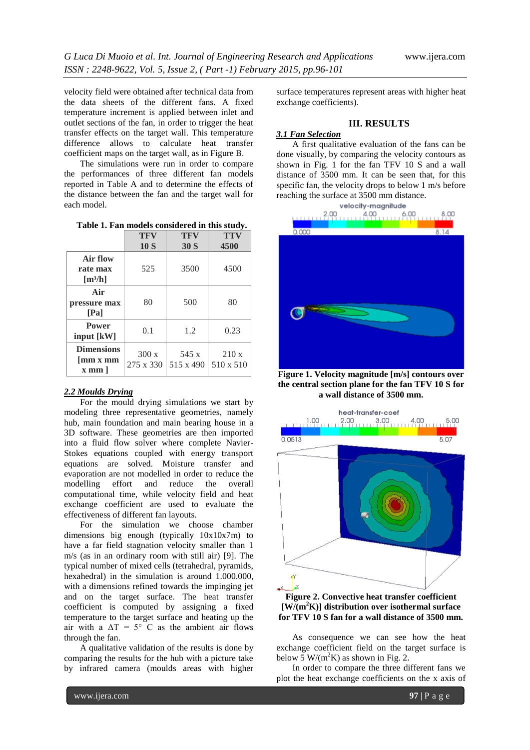velocity field were obtained after technical data from the data sheets of the different fans. A fixed temperature increment is applied between inlet and outlet sections of the fan, in order to trigger the heat transfer effects on the target wall. This temperature difference allows to calculate heat transfer coefficient maps on the target wall, as in Figure B.

The simulations were run in order to compare the performances of three different fan models reported in Table A and to determine the effects of the distance between the fan and the target wall for each model.

**Table 1. Fan models considered in this study.**

| | TFV 10 S | TFV 30 S | TTV 4500 |
|---|---|---|---|
| **Air flow rate max [m³/h]** | 525 | 3500 | 4500 |
| **Air pressure max [Pa]** | 80 | 500 | 80 |
| **Power input [kW]** | 0.1 | 1.2 | 0.23 |
| **Dimensions [mm x mm x mm ]** | 300 x 275 x 330 | 545 x 515 x 490 | 210 x 510 x 510 |

### *2.2 Moulds Drying*

For the mould drying simulations we start by modeling three representative geometries, namely hub, main foundation and main bearing house in a 3D software. These geometries are then imported into a fluid flow solver where complete Navier-Stokes equations coupled with energy transport equations are solved. Moisture transfer and evaporation are not modelled in order to reduce the modelling effort and reduce the overall computational time, while velocity field and heat exchange coefficient are used to evaluate the effectiveness of different fan layouts.

For the simulation we choose chamber dimensions big enough (typically 10x10x7m) to have a far field stagnation velocity smaller than 1 m/s (as in an ordinary room with still air) [9]. The typical number of mixed cells (tetrahedral, pyramids, hexahedral) in the simulation is around 1.000.000, with a dimensions refined towards the impinging jet and on the target surface. The heat transfer coefficient is computed by assigning a fixed temperature to the target surface and heating up the air with a $\Delta T = 5°$ C as the ambient air flows through the fan.

A qualitative validation of the results is done by comparing the results for the hub with a picture take by infrared camera (moulds areas with higher surface temperatures represent areas with higher heat exchange coefficients).

## III. RESULTS

### *3.1 Fan Selection*

A first qualitative evaluation of the fans can be done visually, by comparing the velocity contours as shown in Fig. 1 for the fan TFV 10 S and a wall distance of 3500 mm. It can be seen that, for this specific fan, the velocity drops to below 1 m/s before reaching the surface at 3500 mm distance.

**Figure 1. Velocity magnitude [m/s] contours over the central section plane for the fan TFV 10 S for a wall distance of 3500 mm.**

**Figure 2. Convective heat transfer coefficient [W/(m²K)] distribution over isothermal surface for TFV 10 S fan for a wall distance of 3500 mm.**

As consequence we can see how the heat exchange coefficient field on the target surface is below 5 W/(m²K) as shown in Fig. 2.

In order to compare the three different fans we plot the heat exchange coefficients on the x axis of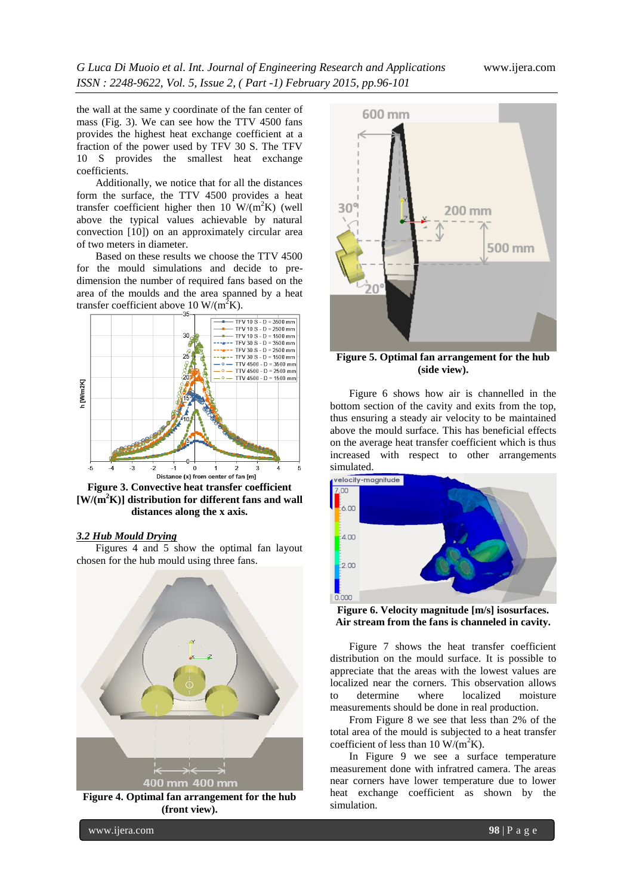the wall at the same y coordinate of the fan center of mass (Fig. 3). We can see how the TTV 4500 fans provides the highest heat exchange coefficient at a fraction of the power used by TFV 30 S. The TFV 10 S provides the smallest heat exchange coefficients.

Additionally, we notice that for all the distances form the surface, the TTV 4500 provides a heat transfer coefficient higher then 10 $W/(m^2K)$ (well above the typical values achievable by natural convection [10]) on an approximately circular area of two meters in diameter.

Based on these results we choose the TTV 4500 for the mould simulations and decide to pre-dimension the number of required fans based on the area of the moulds and the area spanned by a heat transfer coefficient above 10 $W/(m^2K)$.

**Figure 3. Convective heat transfer coefficient [$W/(m^2K)$] distribution for different fans and wall distances along the x axis.**

### *3.2 Hub Mould Drying*

Figures 4 and 5 show the optimal fan layout chosen for the hub mould using three fans.

**Figure 4. Optimal fan arrangement for the hub (front view).**

**Figure 5. Optimal fan arrangement for the hub (side view).**

Figure 6 shows how air is channelled in the bottom section of the cavity and exits from the top, thus ensuring a steady air velocity to be maintained above the mould surface. This has beneficial effects on the average heat transfer coefficient which is thus increased with respect to other arrangements simulated.

**Figure 6. Velocity magnitude [m/s] isosurfaces. Air stream from the fans is channeled in cavity.**

Figure 7 shows the heat transfer coefficient distribution on the mould surface. It is possible to appreciate that the areas with the lowest values are localized near the corners. This observation allows to determine where localized moisture measurements should be done in real production.

From Figure 8 we see that less than 2% of the total area of the mould is subjected to a heat transfer coefficient of less than 10 $W/(m^2K)$.

In Figure 9 we see a surface temperature measurement done with infratred camera. The areas near corners have lower temperature due to lower heat exchange coefficient as shown by the simulation.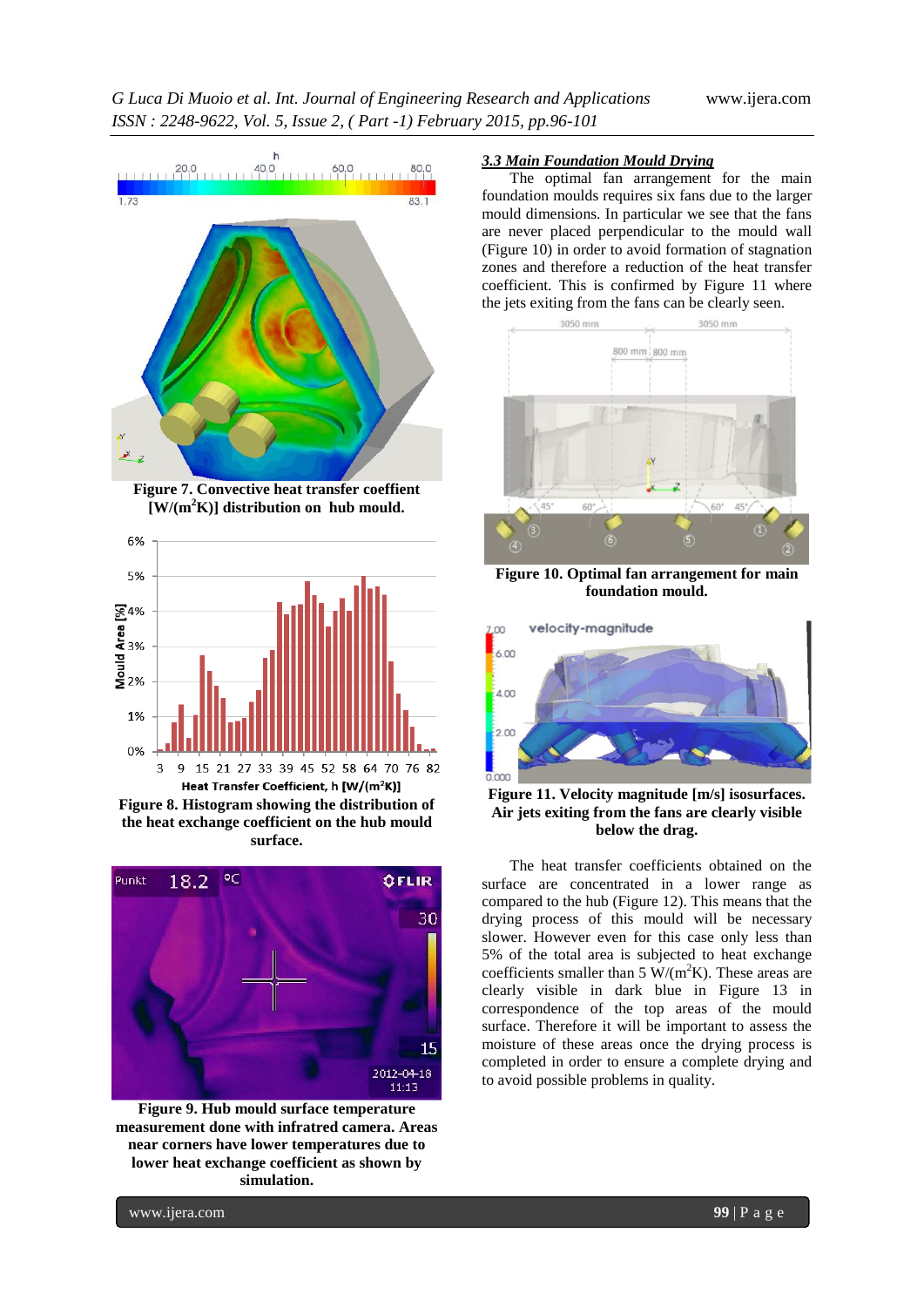Figure 7. Convective heat transfer coeffient [W/(m$^2$K)] distribution on hub mould.

Figure 8. Histogram showing the distribution of the heat exchange coefficient on the hub mould surface.

Figure 9. Hub mould surface temperature measurement done with infratred camera. Areas near corners have lower temperatures due to lower heat exchange coefficient as shown by simulation.

### *3.3 Main Foundation Mould Drying*

The optimal fan arrangement for the main foundation moulds requires six fans due to the larger mould dimensions. In particular we see that the fans are never placed perpendicular to the mould wall (Figure 10) in order to avoid formation of stagnation zones and therefore a reduction of the heat transfer coefficient. This is confirmed by Figure 11 where the jets exiting from the fans can be clearly seen.

Figure 10. Optimal fan arrangement for main foundation mould.

Figure 11. Velocity magnitude [m/s] isosurfaces. Air jets exiting from the fans are clearly visible below the drag.

The heat transfer coefficients obtained on the surface are concentrated in a lower range as compared to the hub (Figure 12). This means that the drying process of this mould will be necessary slower. However even for this case only less than 5% of the total area is subjected to heat exchange coefficients smaller than 5 W/(m$^2$K). These areas are clearly visible in dark blue in Figure 13 in correspondence of the top areas of the mould surface. Therefore it will be important to assess the moisture of these areas once the drying process is completed in order to ensure a complete drying and to avoid possible problems in quality.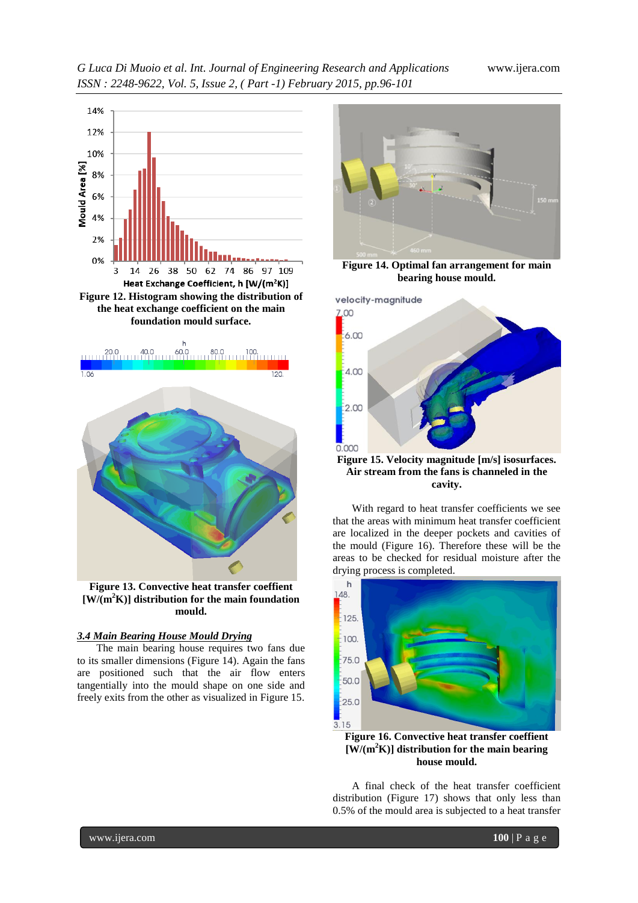Figure 12. Histogram showing the distribution of the heat exchange coefficient on the main foundation mould surface.

Figure 13. Convective heat transfer coeffient [W/(m$^2$K)] distribution for the main foundation mould.

### *3.4 Main Bearing House Mould Drying*

The main bearing house requires two fans due to its smaller dimensions (Figure 14). Again the fans are positioned such that the air flow enters tangentially into the mould shape on one side and freely exits from the other as visualized in Figure 15.

Figure 14. Optimal fan arrangement for main bearing house mould.

Figure 15. Velocity magnitude [m/s] isosurfaces. Air stream from the fans is channeled in the cavity.

With regard to heat transfer coefficients we see that the areas with minimum heat transfer coefficient are localized in the deeper pockets and cavities of the mould (Figure 16). Therefore these will be the areas to be checked for residual moisture after the drying process is completed.

Figure 16. Convective heat transfer coeffient [W/(m$^2$K)] distribution for the main bearing house mould.

A final check of the heat transfer coefficient distribution (Figure 17) shows that only less than 0.5% of the mould area is subjected to a heat transfer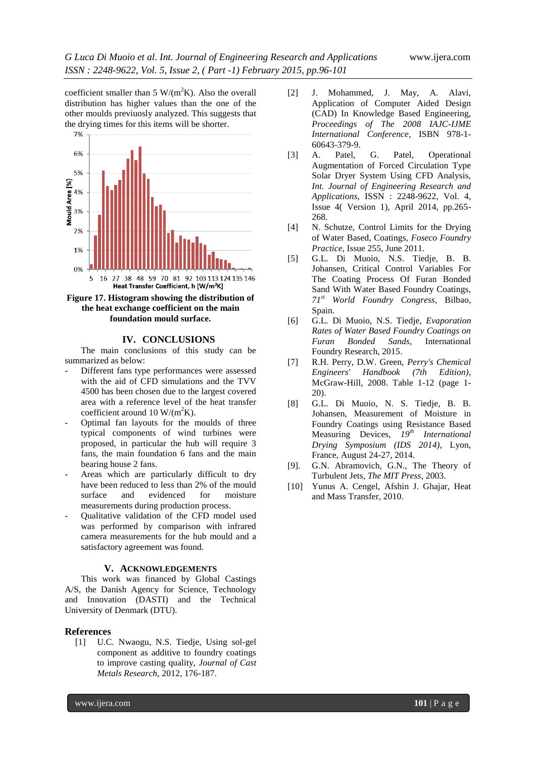coefficient smaller than 5 W/(m$^2$K). Also the overall distribution has higher values than the one of the other moulds previuosly analyzed. This suggests that the drying times for this items will be shorter.

7%
6%
5%
4%
3%
2%
1%
0%
Mould Area [%]
5 16 27 38 48 59 70 81 92 103 113 124 135 146
Heat Transfer Coefficient, h [W/m²K]

**Figure 17. Histogram showing the distribution of the heat exchange coefficient on the main foundation mould surface.**

## IV. CONCLUSIONS

The main conclusions of this study can be summarized as below:

- Different fans type performances were assessed with the aid of CFD simulations and the TVV 4500 has been chosen due to the largest covered area with a reference level of the heat transfer coefficient around 10 W/(m$^2$K).
- Optimal fan layouts for the moulds of three typical components of wind turbines were proposed, in particular the hub will require 3 fans, the main foundation 6 fans and the main bearing house 2 fans.
- Areas which are particularly difficult to dry have been reduced to less than 2% of the mould surface and evidenced for moisture measurements during production process.
- Qualitative validation of the CFD model used was performed by comparison with infrared camera measurements for the hub mould and a satisfactory agreement was found.

## V. ACKNOWLEDGEMENTS

This work was financed by Global Castings A/S, the Danish Agency for Science, Technology and Innovation (DASTI) and the Technical University of Denmark (DTU).

## References

[1] U.C. Nwaogu, N.S. Tiedje, Using sol-gel component as additive to foundry coatings to improve casting quality, *Journal of Cast Metals Research*, 2012, 176-187.

[2] J. Mohammed, J. May, A. Alavi, Application of Computer Aided Design (CAD) In Knowledge Based Engineering, *Proceedings of The 2008 IAJC-IJME International Conference*, ISBN 978-1-60643-379-9.

[3] A. Patel, G. Patel, Operational Augmentation of Forced Circulation Type Solar Dryer System Using CFD Analysis, *Int. Journal of Engineering Research and Applications*, ISSN : 2248-9622, Vol. 4, Issue 4( Version 1), April 2014, pp.265-268.

[4] N. Schutze, Control Limits for the Drying of Water Based, Coatings, *Foseco Foundry Practice*, Issue 255, June 2011.

[5] G.L. Di Muoio, N.S. Tiedje, B. B. Johansen, Critical Control Variables For The Coating Process Of Furan Bonded Sand With Water Based Foundry Coatings, *71st World Foundry Congress*, Bilbao, Spain.

[6] G.L. Di Muoio, N.S. Tiedje, *Evaporation Rates of Water Based Foundry Coatings on Furan Bonded Sands*, International Foundry Research, 2015.

[7] R.H. Perry, D.W. Green, *Perry's Chemical Engineers' Handbook (7th Edition)*, McGraw-Hill, 2008. Table 1-12 (page 1-20).

[8] G.L. Di Muoio, N. S. Tiedje, B. B. Johansen, Measurement of Moisture in Foundry Coatings using Resistance Based Measuring Devices, *19th International Drying Symposium (IDS 2014)*, Lyon, France, August 24-27, 2014.

[9]. G.N. Abramovich, G.N., The Theory of Turbulent Jets, *The MIT Press*, 2003.

[10] Yunus A. Cengel, Afshin J. Ghajar, Heat and Mass Transfer, 2010.